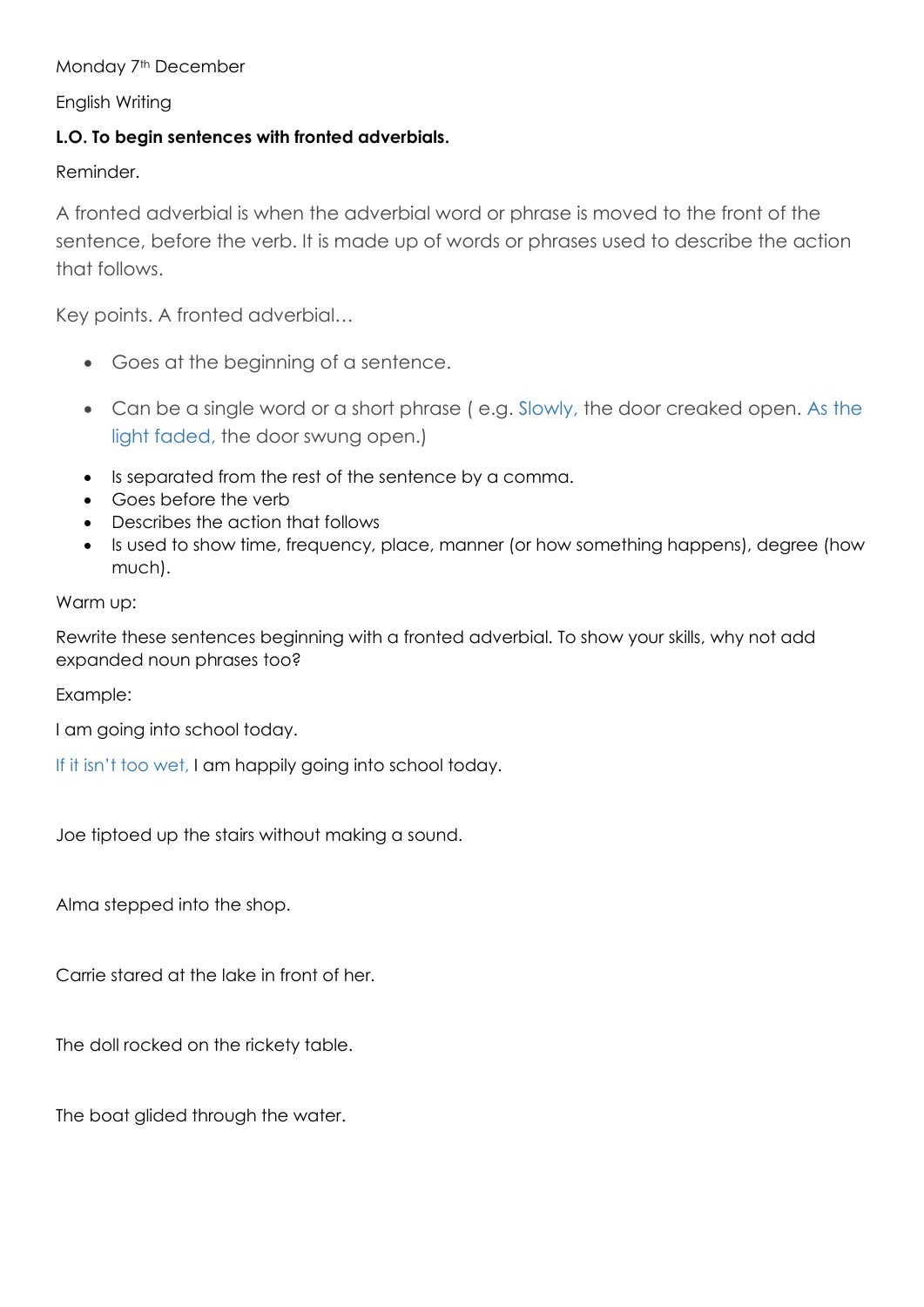Monday 7th December

English Writing

**L.O. To begin sentences with fronted adverbials.**

Reminder.

A fronted adverbial is when the adverbial word or phrase is moved to the front of the sentence, before the verb. It is made up of words or phrases used to describe the action that follows.

Key points. A fronted adverbial…

- Goes at the beginning of a sentence.
- Can be a single word or a short phrase ( e.g. Slowly, the door creaked open. As the light faded, the door swung open.)
- Is separated from the rest of the sentence by a comma.
- Goes before the verb
- Describes the action that follows
- Is used to show time, frequency, place, manner (or how something happens), degree (how much).

Warm up:

Rewrite these sentences beginning with a fronted adverbial. To show your skills, why not add expanded noun phrases too?

Example:

I am going into school today.

If it isn't too wet, I am happily going into school today.

Joe tiptoed up the stairs without making a sound.

Alma stepped into the shop.

Carrie stared at the lake in front of her.

The doll rocked on the rickety table.

The boat glided through the water.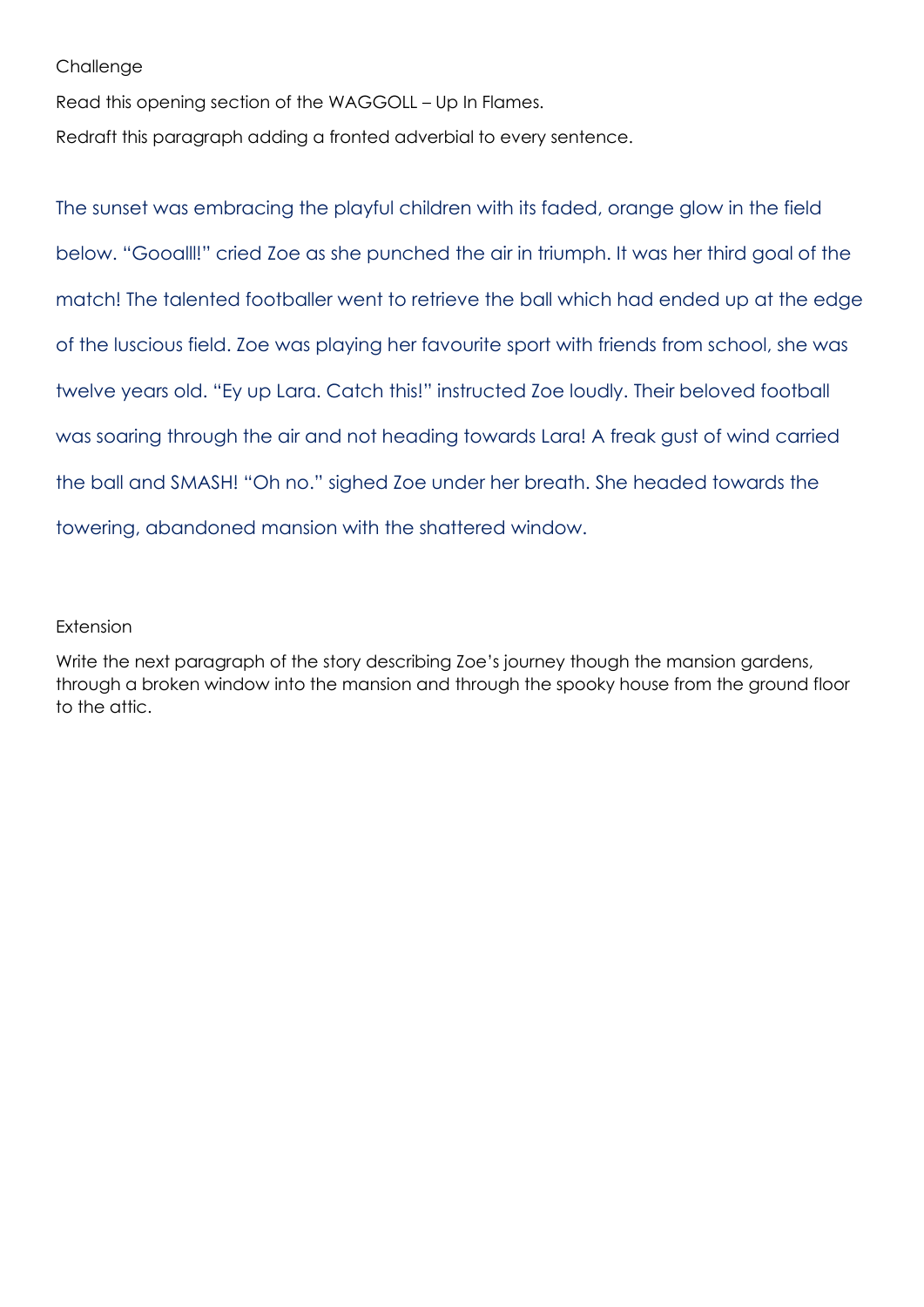Challenge

Read this opening section of the WAGGOLL – Up In Flames.

Redraft this paragraph adding a fronted adverbial to every sentence.

The sunset was embracing the playful children with its faded, orange glow in the field below. "Gooalll!" cried Zoe as she punched the air in triumph. It was her third goal of the match! The talented footballer went to retrieve the ball which had ended up at the edge of the luscious field. Zoe was playing her favourite sport with friends from school, she was twelve years old. "Ey up Lara. Catch this!" instructed Zoe loudly. Their beloved football was soaring through the air and not heading towards Lara! A freak gust of wind carried the ball and SMASH! "Oh no." sighed Zoe under her breath. She headed towards the towering, abandoned mansion with the shattered window.

Extension

Write the next paragraph of the story describing Zoe's journey though the mansion gardens, through a broken window into the mansion and through the spooky house from the ground floor to the attic.